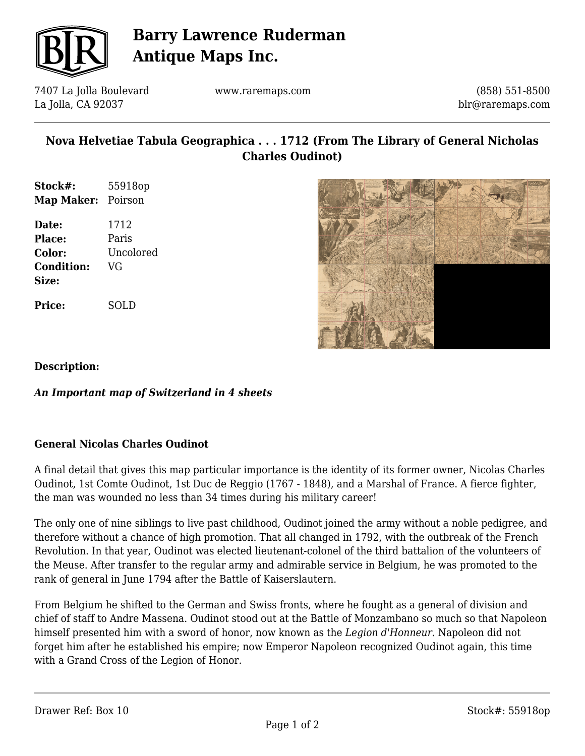# Barry Lawrence Ruderman Antique Maps Inc.

7407 La Jolla Boulevard
La Jolla, CA 92037

www.raremaps.com

(858) 551-8500
blr@raremaps.com

## Nova Helvetiae Tabula Geographica . . . 1712 (From The Library of General Nicholas Charles Oudinot)

| | |
|---|---|
| **Stock#:** | 55918op |
| **Map Maker:** | Poirson |
| **Date:** | 1712 |
| **Place:** | Paris |
| **Color:** | Uncolored |
| **Condition:** | VG |
| **Size:** | |
| **Price:** | SOLD |

**Description:**

***An Important map of Switzerland in 4 sheets***

**General Nicolas Charles Oudinot**

A final detail that gives this map particular importance is the identity of its former owner, Nicolas Charles Oudinot, 1st Comte Oudinot, 1st Duc de Reggio (1767 - 1848), and a Marshal of France. A fierce fighter, the man was wounded no less than 34 times during his military career!

The only one of nine siblings to live past childhood, Oudinot joined the army without a noble pedigree, and therefore without a chance of high promotion. That all changed in 1792, with the outbreak of the French Revolution. In that year, Oudinot was elected lieutenant-colonel of the third battalion of the volunteers of the Meuse. After transfer to the regular army and admirable service in Belgium, he was promoted to the rank of general in June 1794 after the Battle of Kaiserslautern.

From Belgium he shifted to the German and Swiss fronts, where he fought as a general of division and chief of staff to Andre Massena. Oudinot stood out at the Battle of Monzambano so much so that Napoleon himself presented him with a sword of honor, now known as the *Legion d'Honneur*. Napoleon did not forget him after he established his empire; now Emperor Napoleon recognized Oudinot again, this time with a Grand Cross of the Legion of Honor.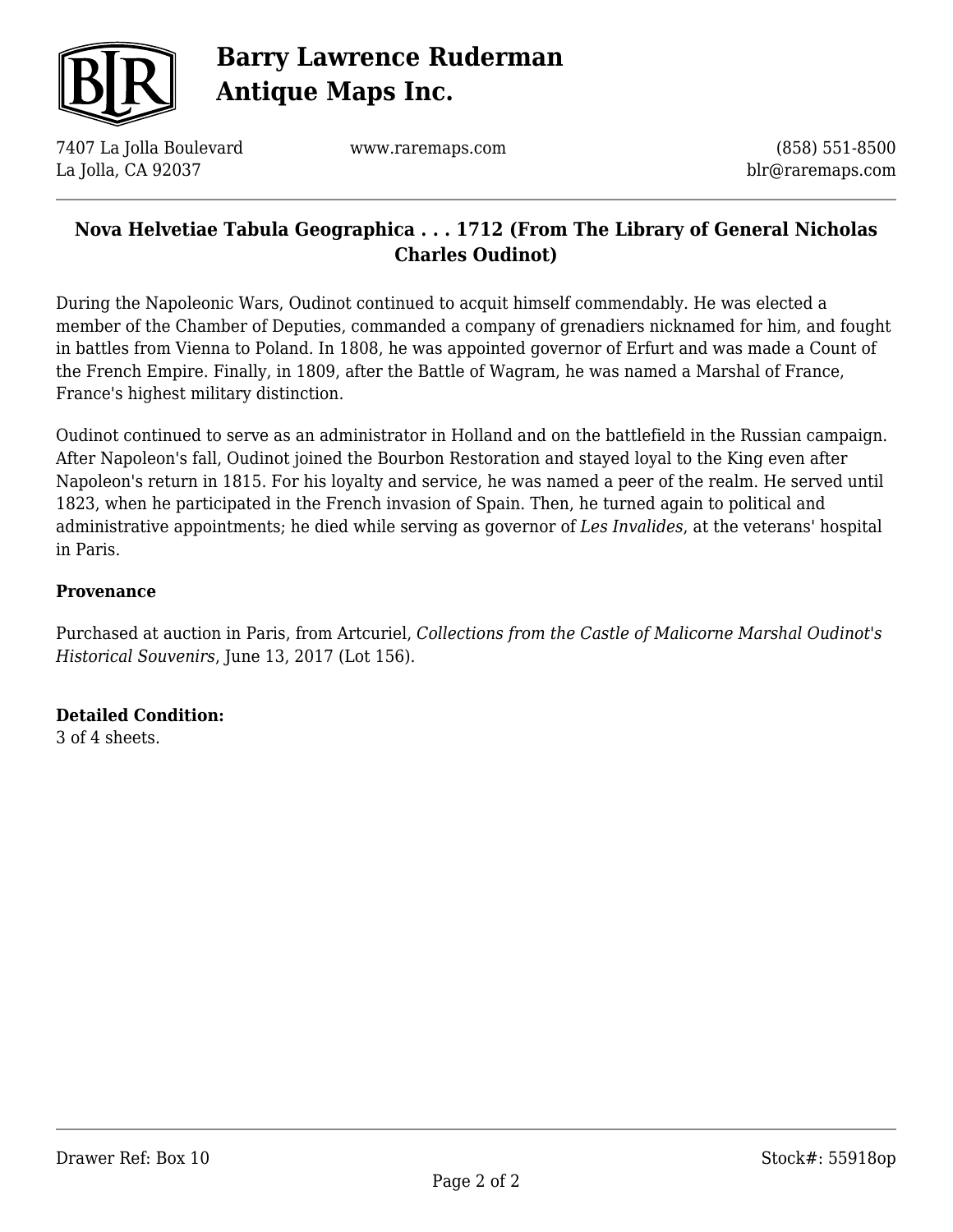## Nova Helvetiae Tabula Geographica . . . 1712 (From The Library of General Nicholas Charles Oudinot)

During the Napoleonic Wars, Oudinot continued to acquit himself commendably. He was elected a member of the Chamber of Deputies, commanded a company of grenadiers nicknamed for him, and fought in battles from Vienna to Poland. In 1808, he was appointed governor of Erfurt and was made a Count of the French Empire. Finally, in 1809, after the Battle of Wagram, he was named a Marshal of France, France's highest military distinction.

Oudinot continued to serve as an administrator in Holland and on the battlefield in the Russian campaign. After Napoleon's fall, Oudinot joined the Bourbon Restoration and stayed loyal to the King even after Napoleon's return in 1815. For his loyalty and service, he was named a peer of the realm. He served until 1823, when he participated in the French invasion of Spain. Then, he turned again to political and administrative appointments; he died while serving as governor of *Les Invalides*, at the veterans' hospital in Paris.

### Provenance

Purchased at auction in Paris, from Artcuriel, *Collections from the Castle of Malicorne Marshal Oudinot's Historical Souvenirs*, June 13, 2017 (Lot 156).

**Detailed Condition:**
3 of 4 sheets.